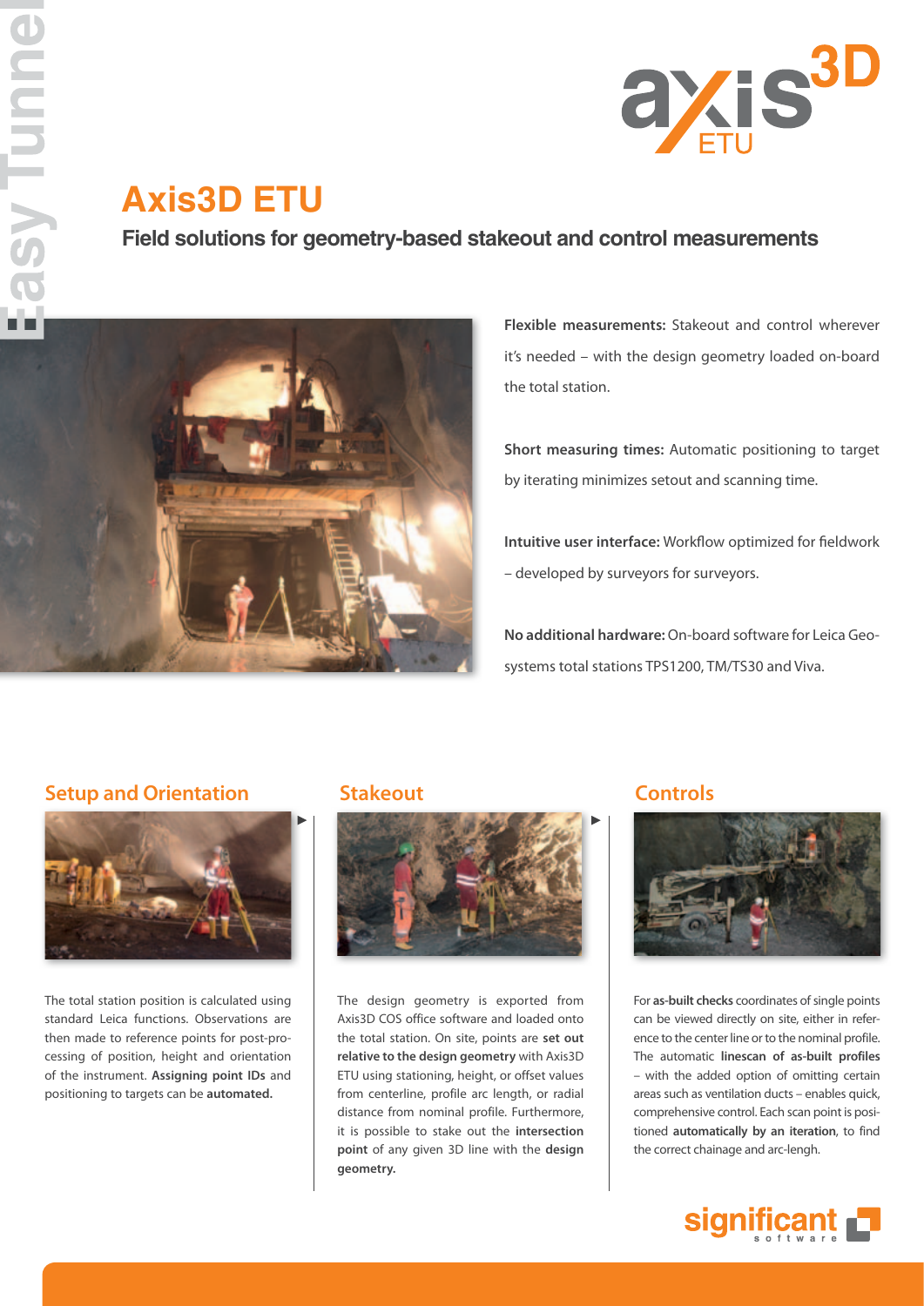# Axis3D ETU

## Field solutions for geometry-based stakeout and control measurements

**Flexible measurements:** Stakeout and control wherever it's needed – with the design geometry loaded on-board the total station.

**Short measuring times:** Automatic positioning to target by iterating minimizes setout and scanning time.

**Intuitive user interface:** Workflow optimized for fieldwork – developed by surveyors for surveyors.

**No additional hardware:** On-board software for Leica Geosystems total stations TPS1200, TM/TS30 and Viva.

### Setup and Orientation

The total station position is calculated using standard Leica functions. Observations are then made to reference points for post-processing of position, height and orientation of the instrument. **Assigning point IDs** and positioning to targets can be **automated.**

### Stakeout

The design geometry is exported from Axis3D COS office software and loaded onto the total station. On site, points are **set out relative to the design geometry** with Axis3D ETU using stationing, height, or offset values from centerline, profile arc length, or radial distance from nominal profile. Furthermore, it is possible to stake out the **intersection point** of any given 3D line with the **design geometry.**

### Controls

For **as-built checks** coordinates of single points can be viewed directly on site, either in reference to the center line or to the nominal profile. The automatic **linescan of as-built profiles** – with the added option of omitting certain areas such as ventilation ducts – enables quick, comprehensive control. Each scan point is positioned **automatically by an iteration**, to find the correct chainage and arc-length.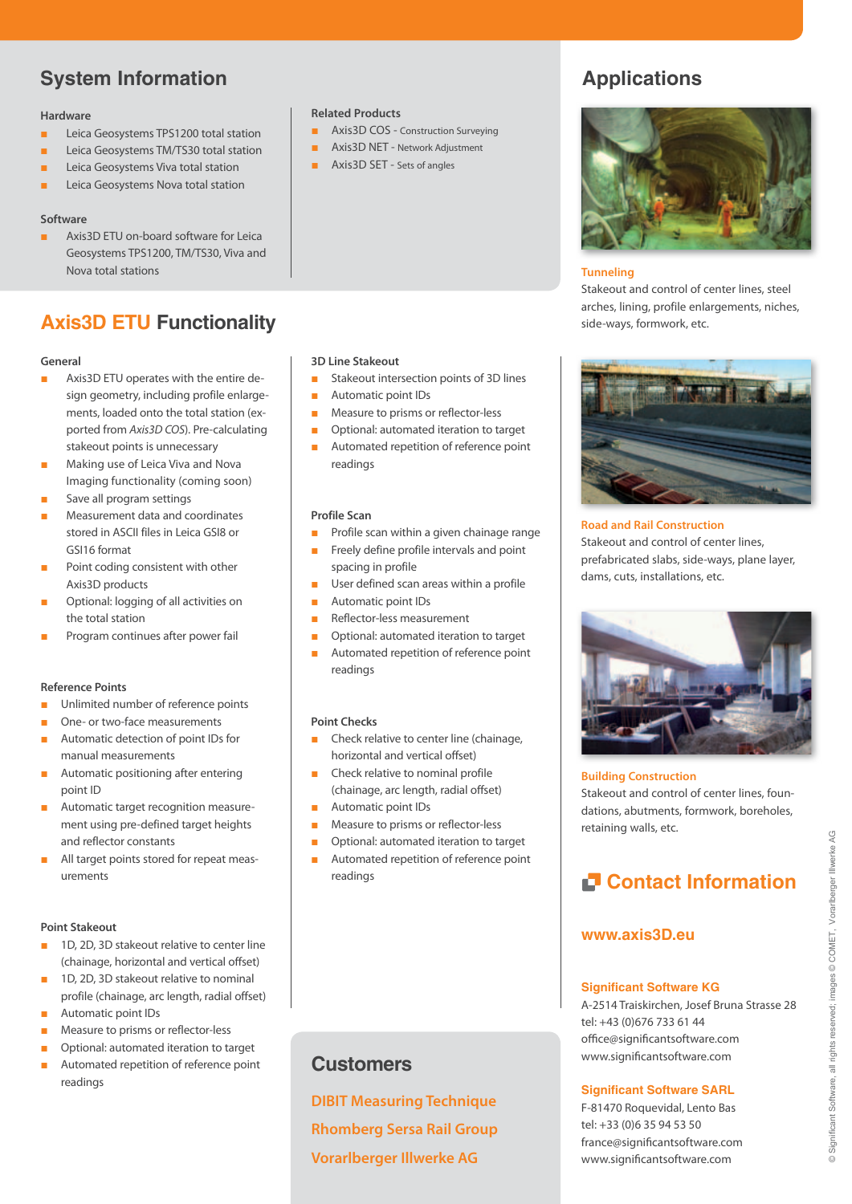## System Information

### Hardware
- Leica Geosystems TPS1200 total station
- Leica Geosystems TM/TS30 total station
- Leica Geosystems Viva total station
- Leica Geosystems Nova total station

### Software
- Axis3D ETU on-board software for Leica Geosystems TPS1200, TM/TS30, Viva and Nova total stations

### Related Products
- Axis3D COS - Construction Surveying
- Axis3D NET - Network Adjustment
- Axis3D SET - Sets of angles

## Axis3D ETU Functionality

### General
- Axis3D ETU operates with the entire design geometry, including profile enlargements, loaded onto the total station (exported from *Axis3D COS*). Pre-calculating stakeout points is unnecessary
- Making use of Leica Viva and Nova Imaging functionality (coming soon)
- Save all program settings
- Measurement data and coordinates stored in ASCII files in Leica GSI8 or GSI16 format
- Point coding consistent with other Axis3D products
- Optional: logging of all activities on the total station
- Program continues after power fail

### Reference Points
- Unlimited number of reference points
- One- or two-face measurements
- Automatic detection of point IDs for manual measurements
- Automatic positioning after entering point ID
- Automatic target recognition measurement using pre-defined target heights and reflector constants
- All target points stored for repeat measurements

### Point Stakeout
- 1D, 2D, 3D stakeout relative to center line (chainage, horizontal and vertical offset)
- 1D, 2D, 3D stakeout relative to nominal profile (chainage, arc length, radial offset)
- Automatic point IDs
- Measure to prisms or reflector-less
- Optional: automated iteration to target
- Automated repetition of reference point readings

### 3D Line Stakeout
- Stakeout intersection points of 3D lines
- Automatic point IDs
- Measure to prisms or reflector-less
- Optional: automated iteration to target
- Automated repetition of reference point readings

### Profile Scan
- Profile scan within a given chainage range
- Freely define profile intervals and point spacing in profile
- User defined scan areas within a profile
- Automatic point IDs
- Reflector-less measurement
- Optional: automated iteration to target
- Automated repetition of reference point readings

### Point Checks
- Check relative to center line (chainage, horizontal and vertical offset)
- Check relative to nominal profile (chainage, arc length, radial offset)
- Automatic point IDs
- Measure to prisms or reflector-less
- Optional: automated iteration to target
- Automated repetition of reference point readings

## Customers

**DIBIT Measuring Technique**

**Rhomberg Sersa Rail Group**

**Vorarlberger Illwerke AG**

## Applications

**Tunneling**

Stakeout and control of center lines, steel arches, lining, profile enlargements, niches, side-ways, formwork, etc.

**Road and Rail Construction**

Stakeout and control of center lines, prefabricated slabs, side-ways, plane layer, dams, cuts, installations, etc.

**Building Construction**

Stakeout and control of center lines, foundations, abutments, formwork, boreholes, retaining walls, etc.

## Contact Information

**www.axis3D.eu**

**Significant Software KG**
A-2514 Traiskirchen, Josef Bruna Strasse 28
tel: +43 (0)676 733 61 44
office@significantsoftware.com
www.significantsoftware.com

**Significant Software SARL**
F-81470 Roquevidal, Lento Bas
tel: +33 (0)6 35 94 53 50
france@significantsoftware.com
www.significantsoftware.com

© Significant Software, all rights reserved; images © COMET , Vorarlberger Illwerke AG